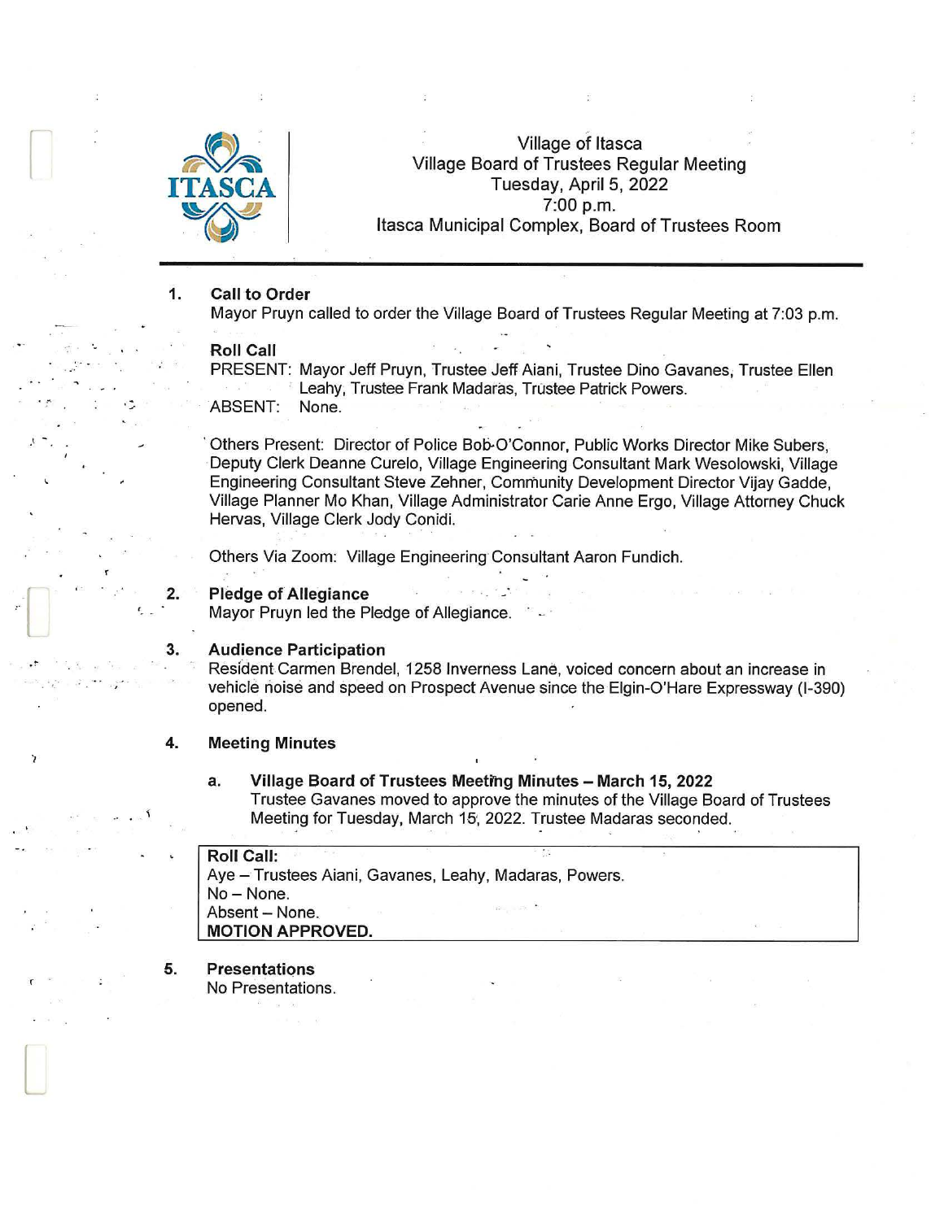# Village of Itasca
## Village Board of Trustees Regular Meeting
Tuesday, April 5, 2022
7:00 p.m.
Itasca Municipal Complex, Board of Trustees Room

---

**1. Call to Order**

Mayor Pruyn called to order the Village Board of Trustees Regular Meeting at 7:03 p.m.

**Roll Call**

PRESENT: Mayor Jeff Pruyn, Trustee Jeff Aiani, Trustee Dino Gavanes, Trustee Ellen Leahy, Trustee Frank Madaras, Trustee Patrick Powers.

ABSENT: None.

Others Present: Director of Police Bob O'Connor, Public Works Director Mike Subers, Deputy Clerk Deanne Curelo, Village Engineering Consultant Mark Wesolowski, Village Engineering Consultant Steve Zehner, Community Development Director Vijay Gadde, Village Planner Mo Khan, Village Administrator Carie Anne Ergo, Village Attorney Chuck Hervas, Village Clerk Jody Conidi.

Others Via Zoom: Village Engineering Consultant Aaron Fundich.

**2. Pledge of Allegiance**

Mayor Pruyn led the Pledge of Allegiance.

**3. Audience Participation**

Resident Carmen Brendel, 1258 Inverness Lane, voiced concern about an increase in vehicle noise and speed on Prospect Avenue since the Elgin-O'Hare Expressway (I-390) opened.

**4. Meeting Minutes**

a. **Village Board of Trustees Meeting Minutes – March 15, 2022**

Trustee Gavanes moved to approve the minutes of the Village Board of Trustees Meeting for Tuesday, March 15, 2022. Trustee Madaras seconded.

**Roll Call:**
Aye – Trustees Aiani, Gavanes, Leahy, Madaras, Powers.
No – None.
Absent – None.
**MOTION APPROVED.**

**5. Presentations**

No Presentations.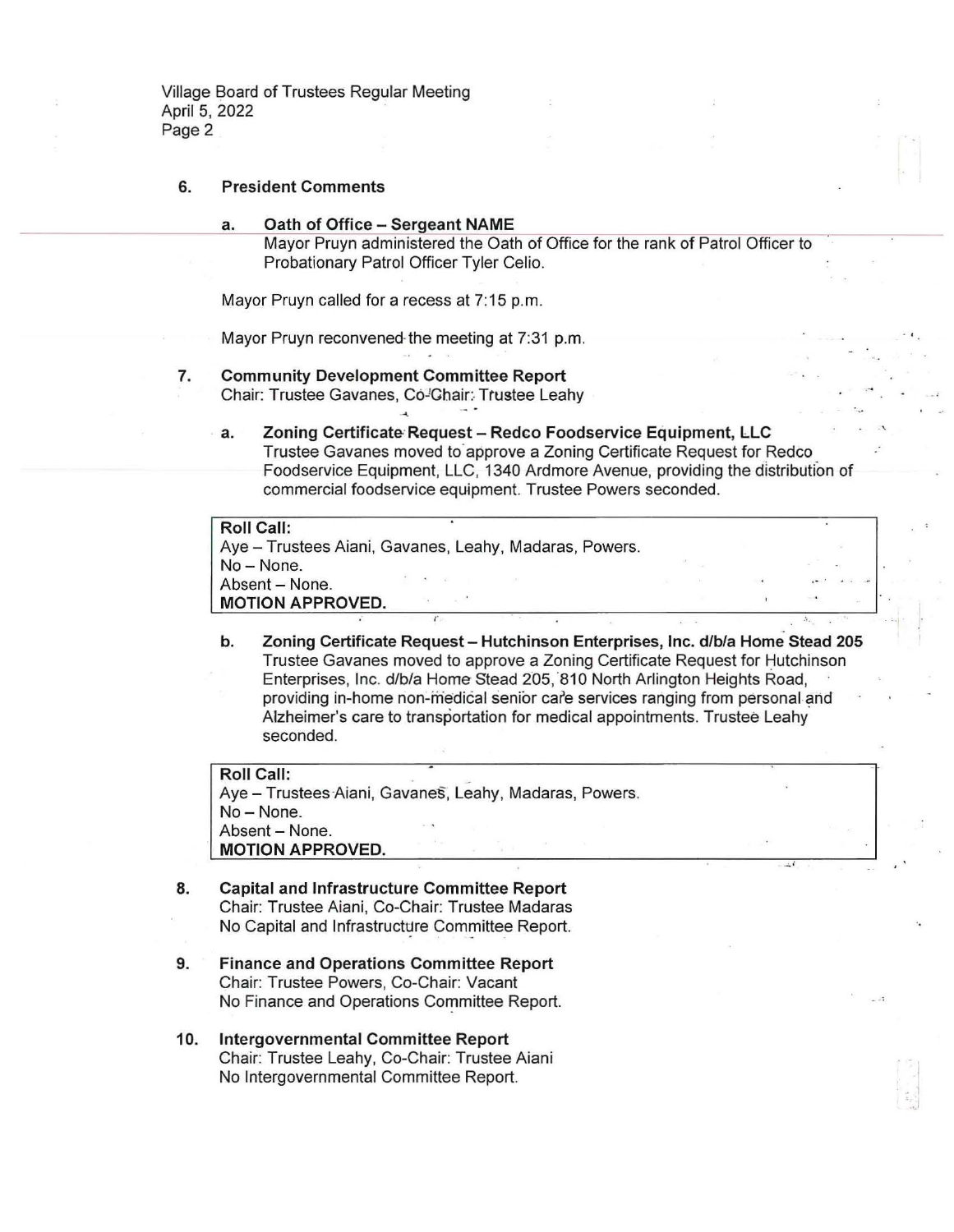## 6. President Comments

### a. Oath of Office – Sergeant NAME

Mayor Pruyn administered the Oath of Office for the rank of Patrol Officer to Probationary Patrol Officer Tyler Celio.

Mayor Pruyn called for a recess at 7:15 p.m.

Mayor Pruyn reconvened the meeting at 7:31 p.m.

## 7. Community Development Committee Report

Chair: Trustee Gavanes, Co-Chair: Trustee Leahy

### a. Zoning Certificate Request – Redco Foodservice Equipment, LLC

Trustee Gavanes moved to approve a Zoning Certificate Request for Redco Foodservice Equipment, LLC, 1340 Ardmore Avenue, providing the distribution of commercial foodservice equipment. Trustee Powers seconded.

**Roll Call:**
Aye – Trustees Aiani, Gavanes, Leahy, Madaras, Powers.
No – None.
Absent – None.
**MOTION APPROVED.**

### b. Zoning Certificate Request – Hutchinson Enterprises, Inc. d/b/a Home Stead 205

Trustee Gavanes moved to approve a Zoning Certificate Request for Hutchinson Enterprises, Inc. d/b/a Home Stead 205, 810 North Arlington Heights Road, providing in-home non-medical senior care services ranging from personal and Alzheimer's care to transportation for medical appointments. Trustee Leahy seconded.

**Roll Call:**
Aye – Trustees Aiani, Gavanes, Leahy, Madaras, Powers.
No – None.
Absent – None.
**MOTION APPROVED.**

## 8. Capital and Infrastructure Committee Report

Chair: Trustee Aiani, Co-Chair: Trustee Madaras
No Capital and Infrastructure Committee Report.

## 9. Finance and Operations Committee Report

Chair: Trustee Powers, Co-Chair: Vacant
No Finance and Operations Committee Report.

## 10. Intergovernmental Committee Report

Chair: Trustee Leahy, Co-Chair: Trustee Aiani
No Intergovernmental Committee Report.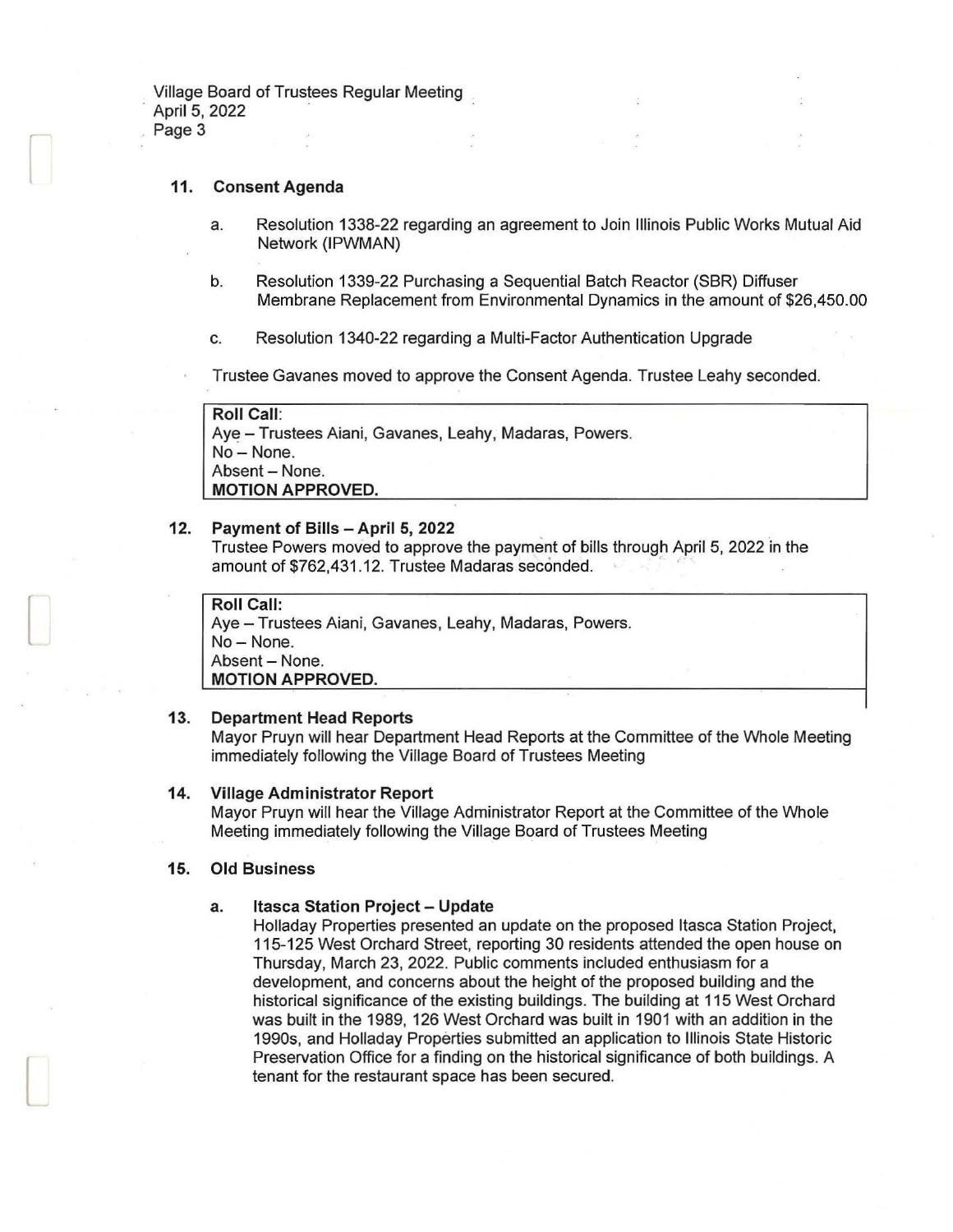### 11. Consent Agenda

a. Resolution 1338-22 regarding an agreement to Join Illinois Public Works Mutual Aid Network (IPWMAN)

b. Resolution 1339-22 Purchasing a Sequential Batch Reactor (SBR) Diffuser Membrane Replacement from Environmental Dynamics in the amount of $26,450.00

c. Resolution 1340-22 regarding a Multi-Factor Authentication Upgrade

Trustee Gavanes moved to approve the Consent Agenda. Trustee Leahy seconded.

**Roll Call**:
Aye – Trustees Aiani, Gavanes, Leahy, Madaras, Powers.
No – None.
Absent – None.
**MOTION APPROVED.**

### 12. Payment of Bills – April 5, 2022

Trustee Powers moved to approve the payment of bills through April 5, 2022 in the amount of $762,431.12. Trustee Madaras seconded.

**Roll Call:**
Aye – Trustees Aiani, Gavanes, Leahy, Madaras, Powers.
No – None.
Absent – None.
**MOTION APPROVED.**

### 13. Department Head Reports

Mayor Pruyn will hear Department Head Reports at the Committee of the Whole Meeting immediately following the Village Board of Trustees Meeting

### 14. Village Administrator Report

Mayor Pruyn will hear the Village Administrator Report at the Committee of the Whole Meeting immediately following the Village Board of Trustees Meeting

### 15. Old Business

**a. Itasca Station Project – Update**

Holladay Properties presented an update on the proposed Itasca Station Project, 115-125 West Orchard Street, reporting 30 residents attended the open house on Thursday, March 23, 2022. Public comments included enthusiasm for a development, and concerns about the height of the proposed building and the historical significance of the existing buildings. The building at 115 West Orchard was built in the 1989, 126 West Orchard was built in 1901 with an addition in the 1990s, and Holladay Properties submitted an application to Illinois State Historic Preservation Office for a finding on the historical significance of both buildings. A tenant for the restaurant space has been secured.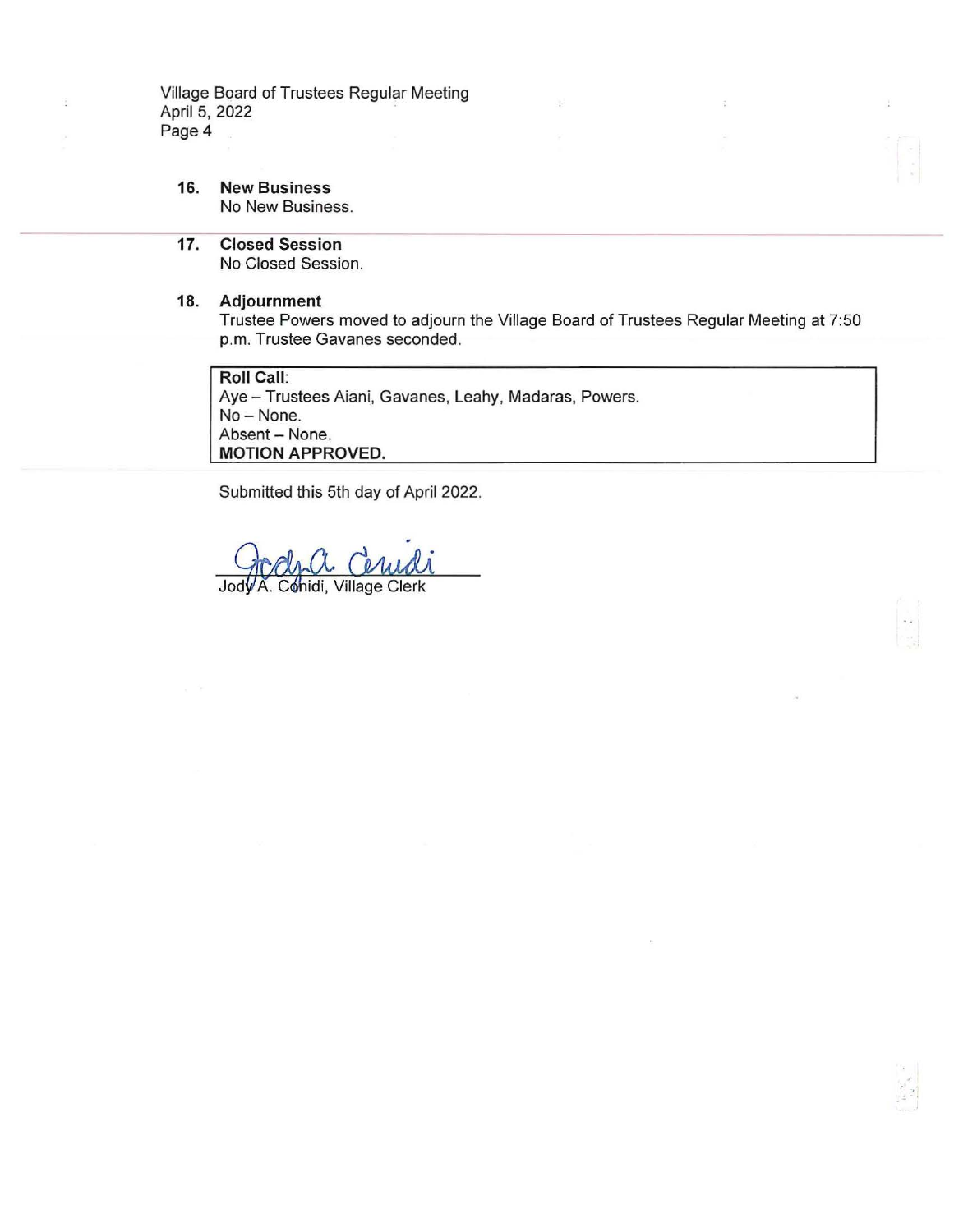**16. New Business**
No New Business.

**17. Closed Session**
No Closed Session.

**18. Adjournment**
Trustee Powers moved to adjourn the Village Board of Trustees Regular Meeting at 7:50 p.m. Trustee Gavanes seconded.

**Roll Call**:
Aye – Trustees Aiani, Gavanes, Leahy, Madaras, Powers.
No – None.
Absent – None.
**MOTION APPROVED.**

Submitted this 5th day of April 2022.

Jody A. Conidi, Village Clerk